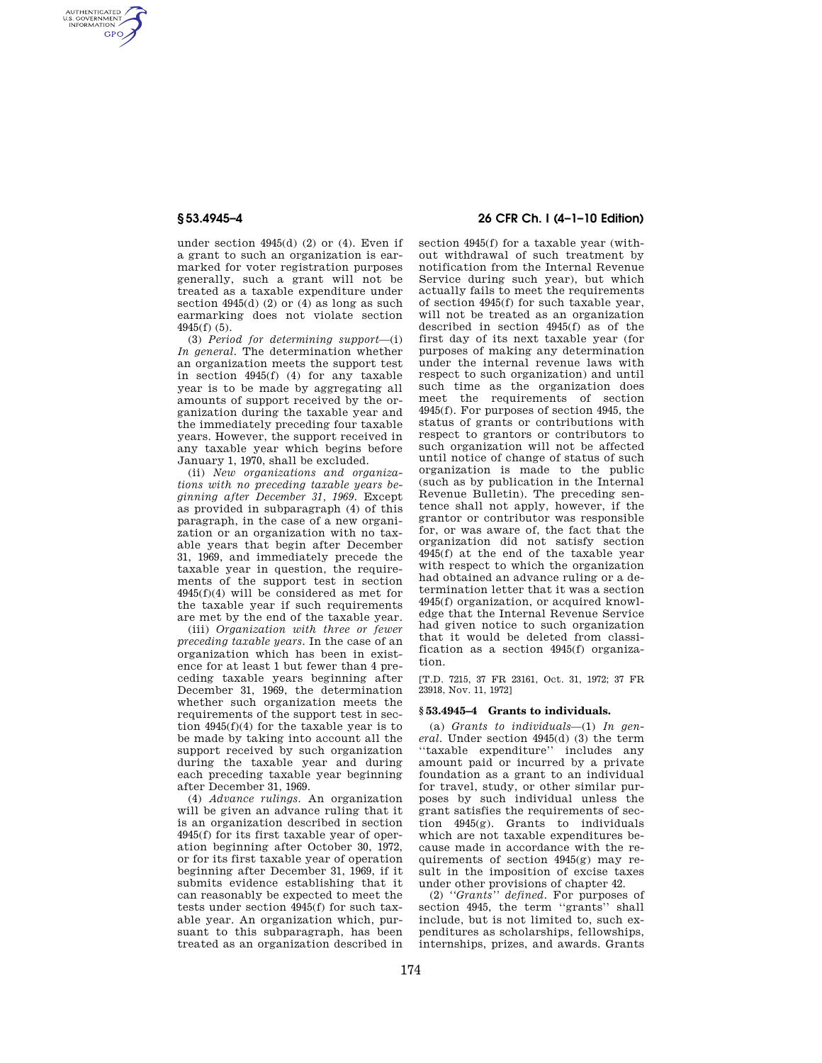under section 4945(d) (2) or (4). Even if a grant to such an organization is earmarked for voter registration purposes generally, such a grant will not be treated as a taxable expenditure under section 4945(d) (2) or (4) as long as such earmarking does not violate section 4945(f) (5).

(3) *Period for determining support*—(i) *In general.* The determination whether an organization meets the support test in section 4945(f) (4) for any taxable year is to be made by aggregating all amounts of support received by the organization during the taxable year and the immediately preceding four taxable years. However, the support received in any taxable year which begins before January 1, 1970, shall be excluded.

(ii) *New organizations and organizations with no preceding taxable years beginning after December 31, 1969.* Except as provided in subparagraph (4) of this paragraph, in the case of a new organization or an organization with no taxable years that begin after December 31, 1969, and immediately precede the taxable year in question, the requirements of the support test in section 4945(f)(4) will be considered as met for the taxable year if such requirements are met by the end of the taxable year.

(iii) *Organization with three or fewer preceding taxable years.* In the case of an organization which has been in existence for at least 1 but fewer than 4 preceding taxable years beginning after December 31, 1969, the determination whether such organization meets the requirements of the support test in section 4945(f)(4) for the taxable year is to be made by taking into account all the support received by such organization during the taxable year and during each preceding taxable year beginning after December 31, 1969.

(4) *Advance rulings.* An organization will be given an advance ruling that it is an organization described in section 4945(f) for its first taxable year of operation beginning after October 30, 1972, or for its first taxable year of operation beginning after December 31, 1969, if it submits evidence establishing that it can reasonably be expected to meet the tests under section 4945(f) for such taxable year. An organization which, pursuant to this subparagraph, has been treated as an organization described in section 4945(f) for a taxable year (without withdrawal of such treatment by notification from the Internal Revenue Service during such year), but which actually fails to meet the requirements of section 4945(f) for such taxable year, will not be treated as an organization described in section 4945(f) as of the first day of its next taxable year (for purposes of making any determination under the internal revenue laws with respect to such organization) and until such time as the organization does meet the requirements of section 4945(f). For purposes of section 4945, the status of grants or contributions with respect to grantors or contributors to such organization will not be affected until notice of change of status of such organization is made to the public (such as by publication in the Internal Revenue Bulletin). The preceding sentence shall not apply, however, if the grantor or contributor was responsible for, or was aware of, the fact that the organization did not satisfy section 4945(f) at the end of the taxable year with respect to which the organization had obtained an advance ruling or a determination letter that it was a section 4945(f) organization, or acquired knowledge that the Internal Revenue Service had given notice to such organization that it would be deleted from classification as a section 4945(f) organization.

[T.D. 7215, 37 FR 23161, Oct. 31, 1972; 37 FR 23918, Nov. 11, 1972]

## § 53.4945–4 Grants to individuals.

(a) *Grants to individuals*—(1) *In general.* Under section 4945(d) (3) the term ''taxable expenditure'' includes any amount paid or incurred by a private foundation as a grant to an individual for travel, study, or other similar purposes by such individual unless the grant satisfies the requirements of section 4945(g). Grants to individuals which are not taxable expenditures because made in accordance with the requirements of section 4945(g) may result in the imposition of excise taxes under other provisions of chapter 42.

(2) *''Grants'' defined.* For purposes of section 4945, the term ''grants'' shall include, but is not limited to, such expenditures as scholarships, fellowships, internships, prizes, and awards. Grants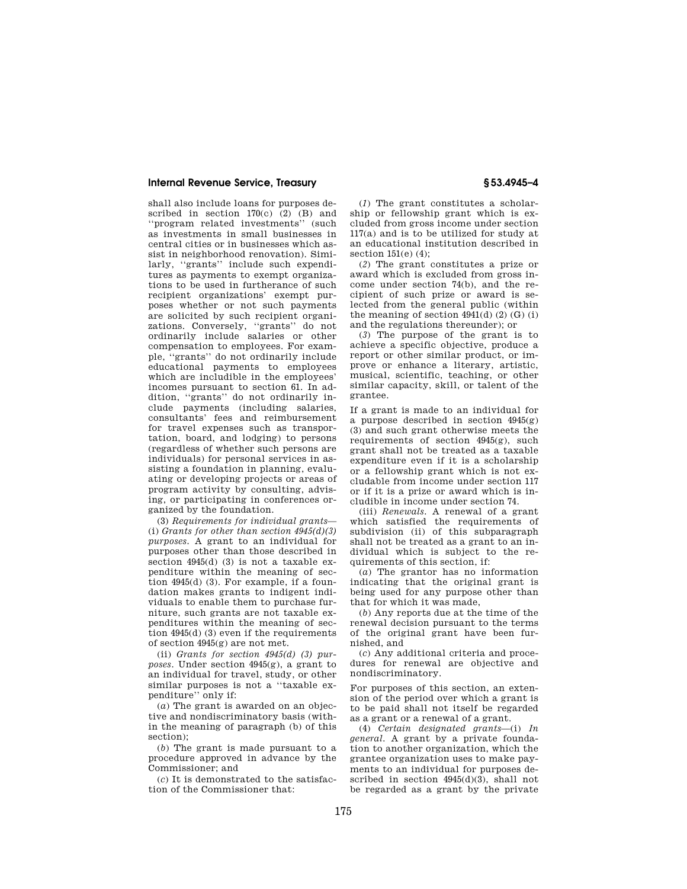shall also include loans for purposes described in section 170(c) (2) (B) and "program related investments" (such as investments in small businesses in central cities or in businesses which assist in neighborhood renovation). Similarly, "grants" include such expenditures as payments to exempt organizations to be used in furtherance of such recipient organizations' exempt purposes whether or not such payments are solicited by such recipient organizations. Conversely, "grants" do not ordinarily include salaries or other compensation to employees. For example, "grants" do not ordinarily include educational payments to employees which are includible in the employees' incomes pursuant to section 61. In addition, "grants" do not ordinarily include payments (including salaries, consultants' fees and reimbursement for travel expenses such as transportation, board, and lodging) to persons (regardless of whether such persons are individuals) for personal services in assisting a foundation in planning, evaluating or developing projects or areas of program activity by consulting, advising, or participating in conferences organized by the foundation.

(3) *Requirements for individual grants*—(i) *Grants for other than section 4945(d)(3) purposes.* A grant to an individual for purposes other than those described in section 4945(d) (3) is not a taxable expenditure within the meaning of section 4945(d) (3). For example, if a foundation makes grants to indigent individuals to enable them to purchase furniture, such grants are not taxable expenditures within the meaning of section 4945(d) (3) even if the requirements of section 4945(g) are not met.

(ii) *Grants for section 4945(d) (3) purposes.* Under section 4945(g), a grant to an individual for travel, study, or other similar purposes is not a "taxable expenditure" only if:

(*a*) The grant is awarded on an objective and nondiscriminatory basis (within the meaning of paragraph (b) of this section);

(*b*) The grant is made pursuant to a procedure approved in advance by the Commissioner; and

(*c*) It is demonstrated to the satisfaction of the Commissioner that:

(*1*) The grant constitutes a scholarship or fellowship grant which is excluded from gross income under section 117(a) and is to be utilized for study at an educational institution described in section 151(e) (4);

(*2*) The grant constitutes a prize or award which is excluded from gross income under section 74(b), and the recipient of such prize or award is selected from the general public (within the meaning of section 4941(d) (2) (G) (i) and the regulations thereunder); or

(*3*) The purpose of the grant is to achieve a specific objective, produce a report or other similar product, or improve or enhance a literary, artistic, musical, scientific, teaching, or other similar capacity, skill, or talent of the grantee.

If a grant is made to an individual for a purpose described in section 4945(g) (3) and such grant otherwise meets the requirements of section 4945(g), such grant shall not be treated as a taxable expenditure even if it is a scholarship or a fellowship grant which is not excludable from income under section 117 or if it is a prize or award which is includible in income under section 74.

(iii) *Renewals.* A renewal of a grant which satisfied the requirements of subdivision (ii) of this subparagraph shall not be treated as a grant to an individual which is subject to the requirements of this section, if:

(*a*) The grantor has no information indicating that the original grant is being used for any purpose other than that for which it was made,

(*b*) Any reports due at the time of the renewal decision pursuant to the terms of the original grant have been furnished, and

(*c*) Any additional criteria and procedures for renewal are objective and nondiscriminatory.

For purposes of this section, an extension of the period over which a grant is to be paid shall not itself be regarded as a grant or a renewal of a grant.

(4) *Certain designated grants*—(i) *In general.* A grant by a private foundation to another organization, which the grantee organization uses to make payments to an individual for purposes described in section 4945(d)(3), shall not be regarded as a grant by the private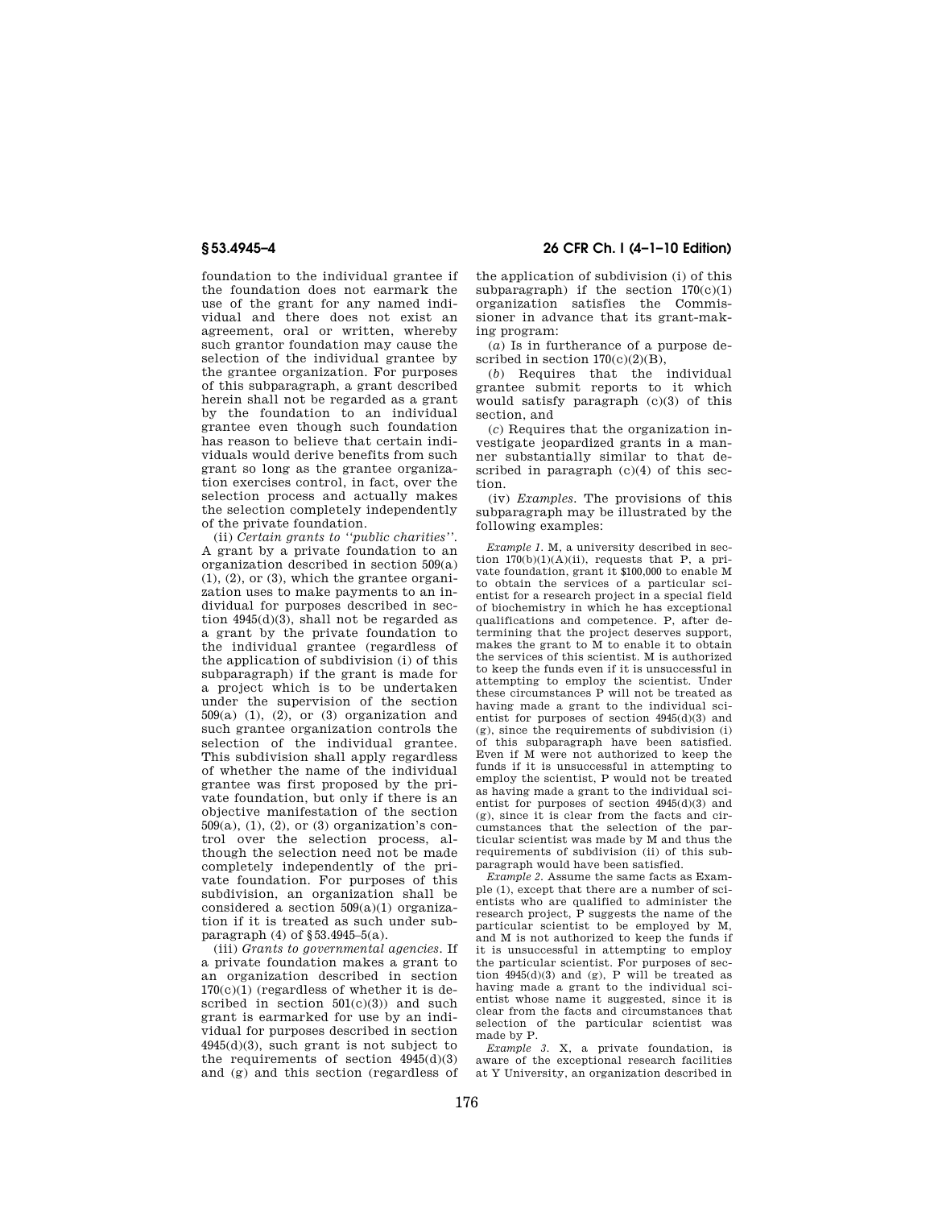foundation to the individual grantee if the foundation does not earmark the use of the grant for any named individual and there does not exist an agreement, oral or written, whereby such grantor foundation may cause the selection of the individual grantee by the grantee organization. For purposes of this subparagraph, a grant described herein shall not be regarded as a grant by the foundation to an individual grantee even though such foundation has reason to believe that certain individuals would derive benefits from such grant so long as the grantee organization exercises control, in fact, over the selection process and actually makes the selection completely independently of the private foundation.

(ii) *Certain grants to ''public charities''.* A grant by a private foundation to an organization described in section 509(a) (1), (2), or (3), which the grantee organization uses to make payments to an individual for purposes described in section 4945(d)(3), shall not be regarded as a grant by the private foundation to the individual grantee (regardless of the application of subdivision (i) of this subparagraph) if the grant is made for a project which is to be undertaken under the supervision of the section 509(a) (1), (2), or (3) organization and such grantee organization controls the selection of the individual grantee. This subdivision shall apply regardless of whether the name of the individual grantee was first proposed by the private foundation, but only if there is an objective manifestation of the section 509(a), (1), (2), or (3) organization's control over the selection process, although the selection need not be made completely independently of the private foundation. For purposes of this subdivision, an organization shall be considered a section 509(a)(1) organization if it is treated as such under subparagraph (4) of §53.4945–5(a).

(iii) *Grants to governmental agencies.* If a private foundation makes a grant to an organization described in section 170(c)(1) (regardless of whether it is described in section 501(c)(3)) and such grant is earmarked for use by an individual for purposes described in section 4945(d)(3), such grant is not subject to the requirements of section 4945(d)(3) and (g) and this section (regardless of the application of subdivision (i) of this subparagraph) if the section 170(c)(1) organization satisfies the Commissioner in advance that its grant-making program:

(*a*) Is in furtherance of a purpose described in section 170(c)(2)(B),

(*b*) Requires that the individual grantee submit reports to it which would satisfy paragraph (c)(3) of this section, and

(*c*) Requires that the organization investigate jeopardized grants in a manner substantially similar to that described in paragraph (c)(4) of this section.

(iv) *Examples.* The provisions of this subparagraph may be illustrated by the following examples:

*Example 1.* M, a university described in section 170(b)(1)(A)(ii), requests that P, a private foundation, grant it $100,000 to enable M to obtain the services of a particular scientist for a research project in a special field of biochemistry in which he has exceptional qualifications and competence. P, after determining that the project deserves support, makes the grant to M to enable it to obtain the services of this scientist. M is authorized to keep the funds even if it is unsuccessful in attempting to employ the scientist. Under these circumstances P will not be treated as having made a grant to the individual scientist for purposes of section 4945(d)(3) and (g), since the requirements of subdivision (i) of this subparagraph have been satisfied. Even if M were not authorized to keep the funds if it is unsuccessful in attempting to employ the scientist, P would not be treated as having made a grant to the individual scientist for purposes of section 4945(d)(3) and (g), since it is clear from the facts and circumstances that the selection of the particular scientist was made by M and thus the requirements of subdivision (ii) of this subparagraph would have been satisfied.

*Example 2.* Assume the same facts as Example (1), except that there are a number of scientists who are qualified to administer the research project, P suggests the name of the particular scientist to be employed by M, and M is not authorized to keep the funds if it is unsuccessful in attempting to employ the particular scientist. For purposes of section 4945(d)(3) and (g), P will be treated as having made a grant to the individual scientist whose name it suggested, since it is clear from the facts and circumstances that selection of the particular scientist was made by P.

*Example 3.* X, a private foundation, is aware of the exceptional research facilities at Y University, an organization described in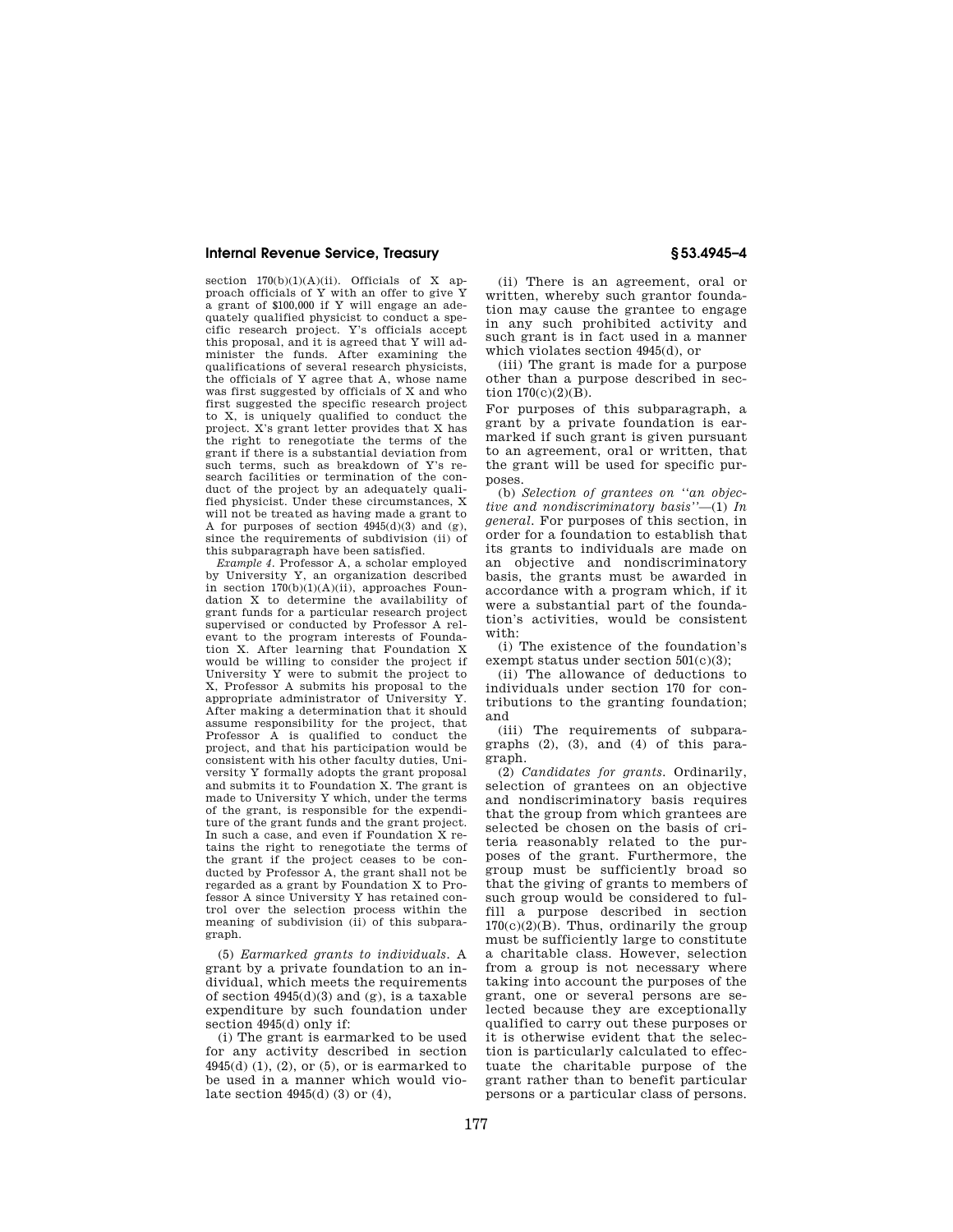section 170(b)(1)(A)(ii). Officials of X approach officials of Y with an offer to give Y a grant of $100,000 if Y will engage an adequately qualified physicist to conduct a specific research project. Y's officials accept this proposal, and it is agreed that Y will administer the funds. After examining the qualifications of several research physicists, the officials of Y agree that A, whose name was first suggested by officials of X and who first suggested the specific research project to X, is uniquely qualified to conduct the project. X's grant letter provides that X has the right to renegotiate the terms of the grant if there is a substantial deviation from such terms, such as breakdown of Y's research facilities or termination of the conduct of the project by an adequately qualified physicist. Under these circumstances, X will not be treated as having made a grant to A for purposes of section 4945(d)(3) and (g), since the requirements of subdivision (ii) of this subparagraph have been satisfied.

*Example 4.* Professor A, a scholar employed by University Y, an organization described in section 170(b)(1)(A)(ii), approaches Foundation X to determine the availability of grant funds for a particular research project supervised or conducted by Professor A relevant to the program interests of Foundation X. After learning that Foundation X would be willing to consider the project if University Y were to submit the project to X, Professor A submits his proposal to the appropriate administrator of University Y. After making a determination that it should assume responsibility for the project, that Professor A is qualified to conduct the project, and that his participation would be consistent with his other faculty duties, University Y formally adopts the grant proposal and submits it to Foundation X. The grant is made to University Y which, under the terms of the grant, is responsible for the expenditure of the grant funds and the grant project. In such a case, and even if Foundation X retains the right to renegotiate the terms of the grant if the project ceases to be conducted by Professor A, the grant shall not be regarded as a grant by Foundation X to Professor A since University Y has retained control over the selection process within the meaning of subdivision (ii) of this subparagraph.

(5) *Earmarked grants to individuals.* A grant by a private foundation to an individual, which meets the requirements of section 4945(d)(3) and (g), is a taxable expenditure by such foundation under section 4945(d) only if:

(i) The grant is earmarked to be used for any activity described in section 4945(d) (1), (2), or (5), or is earmarked to be used in a manner which would violate section 4945(d) (3) or (4),

(ii) There is an agreement, oral or written, whereby such grantor foundation may cause the grantee to engage in any such prohibited activity and such grant is in fact used in a manner which violates section 4945(d), or

(iii) The grant is made for a purpose other than a purpose described in section 170(c)(2)(B).

For purposes of this subparagraph, a grant by a private foundation is earmarked if such grant is given pursuant to an agreement, oral or written, that the grant will be used for specific purposes.

(b) *Selection of grantees on "an objective and nondiscriminatory basis"*—(1) *In general.* For purposes of this section, in order for a foundation to establish that its grants to individuals are made on an objective and nondiscriminatory basis, the grants must be awarded in accordance with a program which, if it were a substantial part of the foundation's activities, would be consistent with:

(i) The existence of the foundation's exempt status under section 501(c)(3);

(ii) The allowance of deductions to individuals under section 170 for contributions to the granting foundation; and

(iii) The requirements of subparagraphs (2), (3), and (4) of this paragraph.

(2) *Candidates for grants.* Ordinarily, selection of grantees on an objective and nondiscriminatory basis requires that the group from which grantees are selected be chosen on the basis of criteria reasonably related to the purposes of the grant. Furthermore, the group must be sufficiently broad so that the giving of grants to members of such group would be considered to fulfill a purpose described in section 170(c)(2)(B). Thus, ordinarily the group must be sufficiently large to constitute a charitable class. However, selection from a group is not necessary where taking into account the purposes of the grant, one or several persons are selected because they are exceptionally qualified to carry out these purposes or it is otherwise evident that the selection is particularly calculated to effectuate the charitable purpose of the grant rather than to benefit particular persons or a particular class of persons.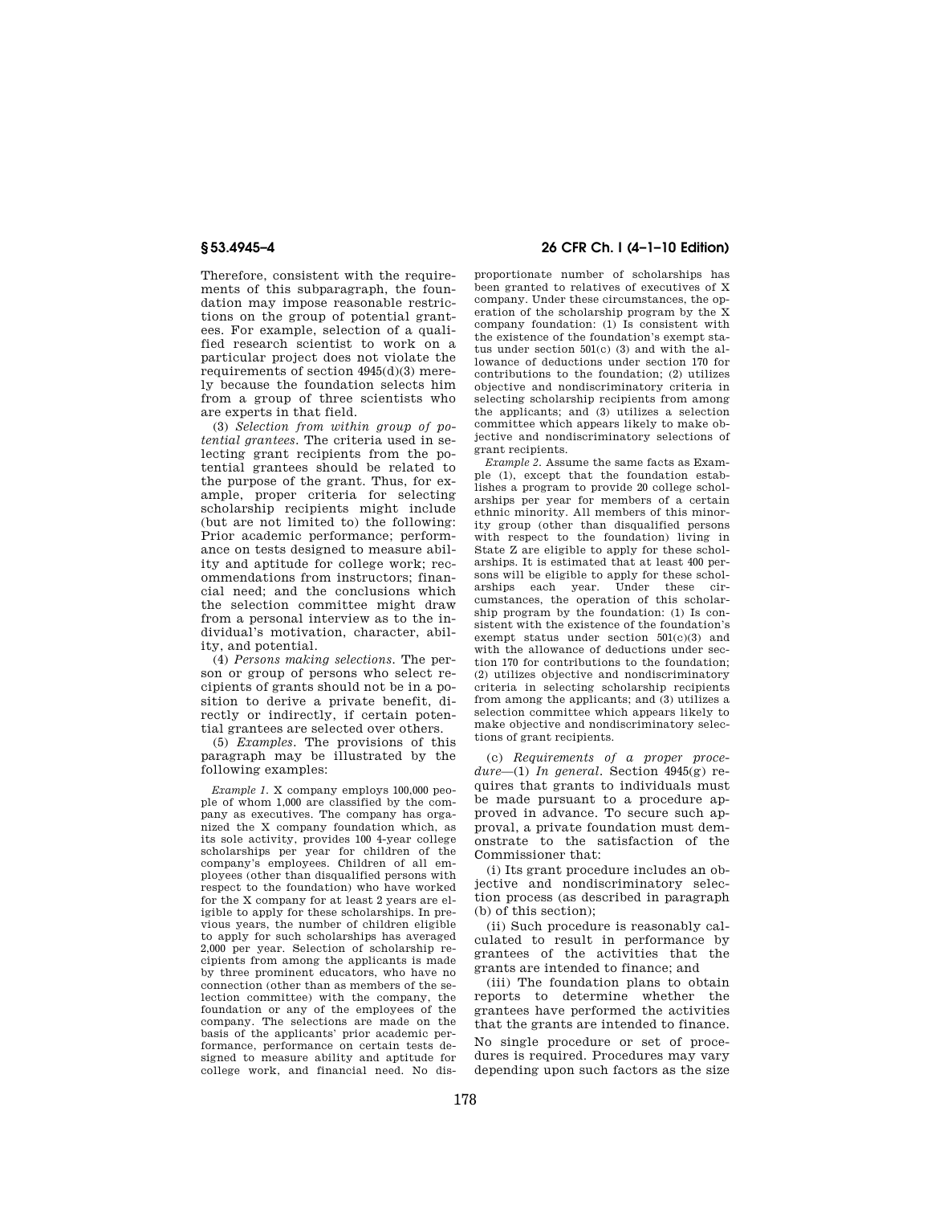Therefore, consistent with the requirements of this subparagraph, the foundation may impose reasonable restrictions on the group of potential grantees. For example, selection of a qualified research scientist to work on a particular project does not violate the requirements of section 4945(d)(3) merely because the foundation selects him from a group of three scientists who are experts in that field.

(3) *Selection from within group of potential grantees.* The criteria used in selecting grant recipients from the potential grantees should be related to the purpose of the grant. Thus, for example, proper criteria for selecting scholarship recipients might include (but are not limited to) the following: Prior academic performance; performance on tests designed to measure ability and aptitude for college work; recommendations from instructors; financial need; and the conclusions which the selection committee might draw from a personal interview as to the individual's motivation, character, ability, and potential.

(4) *Persons making selections.* The person or group of persons who select recipients of grants should not be in a position to derive a private benefit, directly or indirectly, if certain potential grantees are selected over others.

(5) *Examples.* The provisions of this paragraph may be illustrated by the following examples:

*Example 1.* X company employs 100,000 people of whom 1,000 are classified by the company as executives. The company has organized the X company foundation which, as its sole activity, provides 100 4-year college scholarships per year for children of the company's employees. Children of all employees (other than disqualified persons with respect to the foundation) who have worked for the X company for at least 2 years are eligible to apply for these scholarships. In previous years, the number of children eligible to apply for such scholarships has averaged 2,000 per year. Selection of scholarship recipients from among the applicants is made by three prominent educators, who have no connection (other than as members of the selection committee) with the company, the foundation or any of the employees of the company. The selections are made on the basis of the applicants' prior academic performance, performance on certain tests designed to measure ability and aptitude for college work, and financial need. No disproportionate number of scholarships has been granted to relatives of executives of X company. Under these circumstances, the operation of the scholarship program by the X company foundation: (1) Is consistent with the existence of the foundation's exempt status under section 501(c) (3) and with the allowance of deductions under section 170 for contributions to the foundation; (2) utilizes objective and nondiscriminatory criteria in selecting scholarship recipients from among the applicants; and (3) utilizes a selection committee which appears likely to make objective and nondiscriminatory selections of grant recipients.

*Example 2.* Assume the same facts as Example (1), except that the foundation establishes a program to provide 20 college scholarships per year for members of a certain ethnic minority. All members of this minority group (other than disqualified persons with respect to the foundation) living in State Z are eligible to apply for these scholarships. It is estimated that at least 400 persons will be eligible to apply for these scholarships each year. Under these circumstances, the operation of this scholarship program by the foundation: (1) Is consistent with the existence of the foundation's exempt status under section 501(c)(3) and with the allowance of deductions under section 170 for contributions to the foundation; (2) utilizes objective and nondiscriminatory criteria in selecting scholarship recipients from among the applicants; and (3) utilizes a selection committee which appears likely to make objective and nondiscriminatory selections of grant recipients.

(c) *Requirements of a proper procedure*—(1) *In general.* Section 4945(g) requires that grants to individuals must be made pursuant to a procedure approved in advance. To secure such approval, a private foundation must demonstrate to the satisfaction of the Commissioner that:

(i) Its grant procedure includes an objective and nondiscriminatory selection process (as described in paragraph (b) of this section);

(ii) Such procedure is reasonably calculated to result in performance by grantees of the activities that the grants are intended to finance; and

(iii) The foundation plans to obtain reports to determine whether the grantees have performed the activities that the grants are intended to finance.

No single procedure or set of procedures is required. Procedures may vary depending upon such factors as the size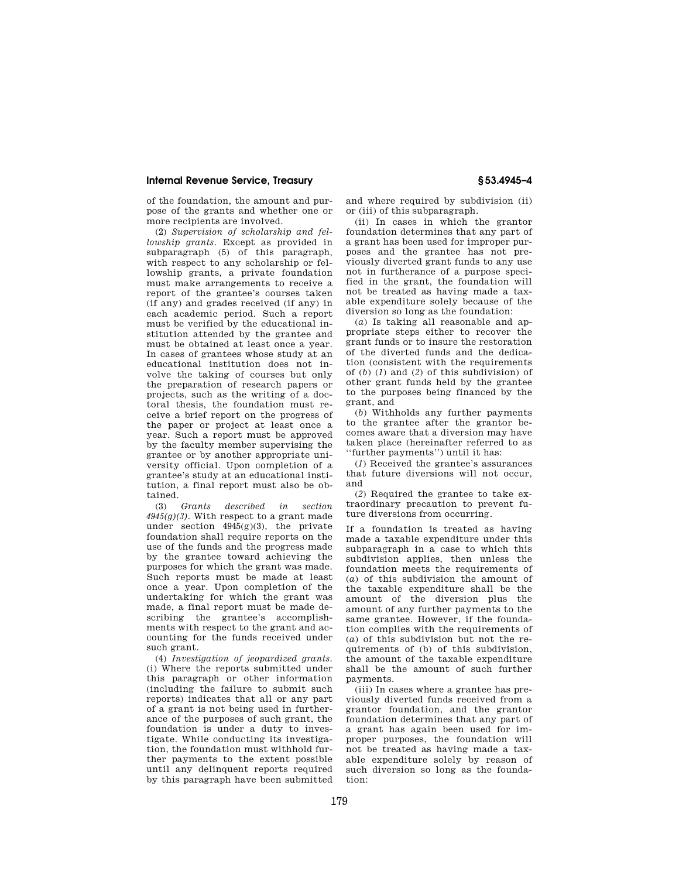of the foundation, the amount and purpose of the grants and whether one or more recipients are involved.

(2) *Supervision of scholarship and fellowship grants.* Except as provided in subparagraph (5) of this paragraph, with respect to any scholarship or fellowship grants, a private foundation must make arrangements to receive a report of the grantee's courses taken (if any) and grades received (if any) in each academic period. Such a report must be verified by the educational institution attended by the grantee and must be obtained at least once a year. In cases of grantees whose study at an educational institution does not involve the taking of courses but only the preparation of research papers or projects, such as the writing of a doctoral thesis, the foundation must receive a brief report on the progress of the paper or project at least once a year. Such a report must be approved by the faculty member supervising the grantee or by another appropriate university official. Upon completion of a grantee's study at an educational institution, a final report must also be obtained.

(3) *Grants described in section 4945(g)(3).* With respect to a grant made under section 4945(g)(3), the private foundation shall require reports on the use of the funds and the progress made by the grantee toward achieving the purposes for which the grant was made. Such reports must be made at least once a year. Upon completion of the undertaking for which the grant was made, a final report must be made describing the grantee's accomplishments with respect to the grant and accounting for the funds received under such grant.

(4) *Investigation of jeopardized grants.* (i) Where the reports submitted under this paragraph or other information (including the failure to submit such reports) indicates that all or any part of a grant is not being used in furtherance of the purposes of such grant, the foundation is under a duty to investigate. While conducting its investigation, the foundation must withhold further payments to the extent possible until any delinquent reports required by this paragraph have been submitted and where required by subdivision (ii) or (iii) of this subparagraph.

(ii) In cases in which the grantor foundation determines that any part of a grant has been used for improper purposes and the grantee has not previously diverted grant funds to any use not in furtherance of a purpose specified in the grant, the foundation will not be treated as having made a taxable expenditure solely because of the diversion so long as the foundation:

(*a*) Is taking all reasonable and appropriate steps either to recover the grant funds or to insure the restoration of the diverted funds and the dedication (consistent with the requirements of (*b*) (*1*) and (*2*) of this subdivision) of other grant funds held by the grantee to the purposes being financed by the grant, and

(*b*) Withholds any further payments to the grantee after the grantor becomes aware that a diversion may have taken place (hereinafter referred to as "further payments") until it has:

(*1*) Received the grantee's assurances that future diversions will not occur, and

(*2*) Required the grantee to take extraordinary precaution to prevent future diversions from occurring.

If a foundation is treated as having made a taxable expenditure under this subparagraph in a case to which this subdivision applies, then unless the foundation meets the requirements of (*a*) of this subdivision the amount of the taxable expenditure shall be the amount of the diversion plus the amount of any further payments to the same grantee. However, if the foundation complies with the requirements of (*a*) of this subdivision but not the requirements of (b) of this subdivision, the amount of the taxable expenditure shall be the amount of such further payments.

(iii) In cases where a grantee has previously diverted funds received from a grantor foundation, and the grantor foundation determines that any part of a grant has again been used for improper purposes, the foundation will not be treated as having made a taxable expenditure solely by reason of such diversion so long as the foundation: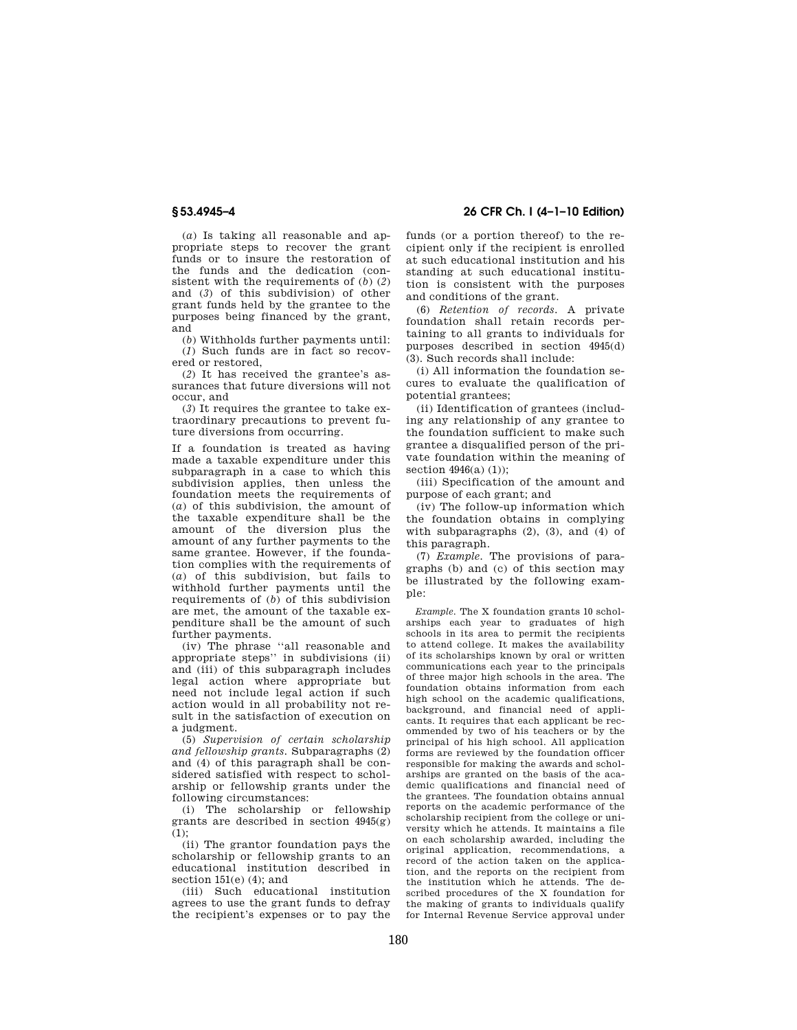(*a*) Is taking all reasonable and appropriate steps to recover the grant funds or to insure the restoration of the funds and the dedication (consistent with the requirements of (*b*) (*2*) and (*3*) of this subdivision) of other grant funds held by the grantee to the purposes being financed by the grant, and

(*b*) Withholds further payments until:

(*1*) Such funds are in fact so recovered or restored,

(*2*) It has received the grantee's assurances that future diversions will not occur, and

(*3*) It requires the grantee to take extraordinary precautions to prevent future diversions from occurring.

If a foundation is treated as having made a taxable expenditure under this subparagraph in a case to which this subdivision applies, then unless the foundation meets the requirements of (*a*) of this subdivision, the amount of the taxable expenditure shall be the amount of the diversion plus the amount of any further payments to the same grantee. However, if the foundation complies with the requirements of (*a*) of this subdivision, but fails to withhold further payments until the requirements of (*b*) of this subdivision are met, the amount of the taxable expenditure shall be the amount of such further payments.

(iv) The phrase ''all reasonable and appropriate steps'' in subdivisions (ii) and (iii) of this subparagraph includes legal action where appropriate but need not include legal action if such action would in all probability not result in the satisfaction of execution on a judgment.

(5) *Supervision of certain scholarship and fellowship grants.* Subparagraphs (2) and (4) of this paragraph shall be considered satisfied with respect to scholarship or fellowship grants under the following circumstances:

(i) The scholarship or fellowship grants are described in section 4945(g)(1);

(ii) The grantor foundation pays the scholarship or fellowship grants to an educational institution described in section 151(e) (4); and

(iii) Such educational institution agrees to use the grant funds to defray the recipient's expenses or to pay the funds (or a portion thereof) to the recipient only if the recipient is enrolled at such educational institution and his standing at such educational institution is consistent with the purposes and conditions of the grant.

(6) *Retention of records.* A private foundation shall retain records pertaining to all grants to individuals for purposes described in section 4945(d)(3). Such records shall include:

(i) All information the foundation secures to evaluate the qualification of potential grantees;

(ii) Identification of grantees (including any relationship of any grantee to the foundation sufficient to make such grantee a disqualified person of the private foundation within the meaning of section 4946(a) (1));

(iii) Specification of the amount and purpose of each grant; and

(iv) The follow-up information which the foundation obtains in complying with subparagraphs (2), (3), and (4) of this paragraph.

(7) *Example.* The provisions of paragraphs (b) and (c) of this section may be illustrated by the following example:

*Example.* The X foundation grants 10 scholarships each year to graduates of high schools in its area to permit the recipients to attend college. It makes the availability of its scholarships known by oral or written communications each year to the principals of three major high schools in the area. The foundation obtains information from each high school on the academic qualifications, background, and financial need of applicants. It requires that each applicant be recommended by two of his teachers or by the principal of his high school. All application forms are reviewed by the foundation officer responsible for making the awards and scholarships are granted on the basis of the academic qualifications and financial need of the grantees. The foundation obtains annual reports on the academic performance of the scholarship recipient from the college or university which he attends. It maintains a file on each scholarship awarded, including the original application, recommendations, a record of the action taken on the application, and the reports on the recipient from the institution which he attends. The described procedures of the X foundation for the making of grants to individuals qualify for Internal Revenue Service approval under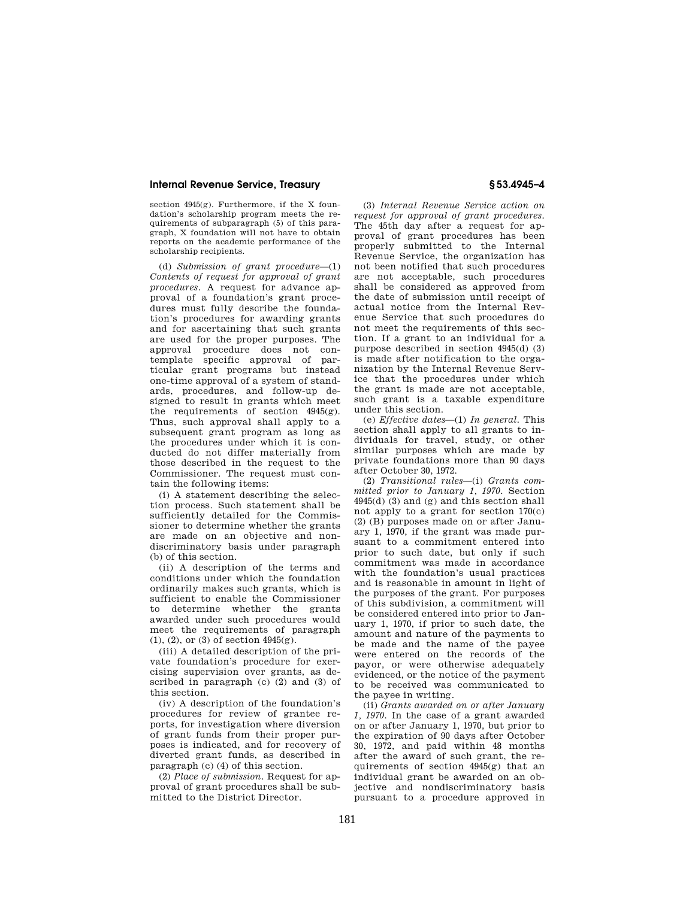section 4945(g). Furthermore, if the X foundation's scholarship program meets the requirements of subparagraph (5) of this paragraph, X foundation will not have to obtain reports on the academic performance of the scholarship recipients.

(d) *Submission of grant procedure*—(1) *Contents of request for approval of grant procedures.* A request for advance approval of a foundation's grant procedures must fully describe the foundation's procedures for awarding grants and for ascertaining that such grants are used for the proper purposes. The approval procedure does not contemplate specific approval of particular grant programs but instead one-time approval of a system of standards, procedures, and follow-up designed to result in grants which meet the requirements of section 4945(g). Thus, such approval shall apply to a subsequent grant program as long as the procedures under which it is conducted do not differ materially from those described in the request to the Commissioner. The request must contain the following items:

(i) A statement describing the selection process. Such statement shall be sufficiently detailed for the Commissioner to determine whether the grants are made on an objective and nondiscriminatory basis under paragraph (b) of this section.

(ii) A description of the terms and conditions under which the foundation ordinarily makes such grants, which is sufficient to enable the Commissioner to determine whether the grants awarded under such procedures would meet the requirements of paragraph (1), (2), or (3) of section 4945(g).

(iii) A detailed description of the private foundation's procedure for exercising supervision over grants, as described in paragraph (c) (2) and (3) of this section.

(iv) A description of the foundation's procedures for review of grantee reports, for investigation where diversion of grant funds from their proper purposes is indicated, and for recovery of diverted grant funds, as described in paragraph (c) (4) of this section.

(2) *Place of submission.* Request for approval of grant procedures shall be submitted to the District Director.

(3) *Internal Revenue Service action on request for approval of grant procedures.* The 45th day after a request for approval of grant procedures has been properly submitted to the Internal Revenue Service, the organization has not been notified that such procedures are not acceptable, such procedures shall be considered as approved from the date of submission until receipt of actual notice from the Internal Revenue Service that such procedures do not meet the requirements of this section. If a grant to an individual for a purpose described in section 4945(d) (3) is made after notification to the organization by the Internal Revenue Service that the procedures under which the grant is made are not acceptable, such grant is a taxable expenditure under this section.

(e) *Effective dates*—(1) *In general.* This section shall apply to all grants to individuals for travel, study, or other similar purposes which are made by private foundations more than 90 days after October 30, 1972.

(2) *Transitional rules*—(i) *Grants committed prior to January 1, 1970.* Section 4945(d) (3) and (g) and this section shall not apply to a grant for section 170(c) (2) (B) purposes made on or after January 1, 1970, if the grant was made pursuant to a commitment entered into prior to such date, but only if such commitment was made in accordance with the foundation's usual practices and is reasonable in amount in light of the purposes of the grant. For purposes of this subdivision, a commitment will be considered entered into prior to January 1, 1970, if prior to such date, the amount and nature of the payments to be made and the name of the payee were entered on the records of the payor, or were otherwise adequately evidenced, or the notice of the payment to be received was communicated to the payee in writing.

(ii) *Grants awarded on or after January 1, 1970.* In the case of a grant awarded on or after January 1, 1970, but prior to the expiration of 90 days after October 30, 1972, and paid within 48 months after the award of such grant, the requirements of section 4945(g) that an individual grant be awarded on an objective and nondiscriminatory basis pursuant to a procedure approved in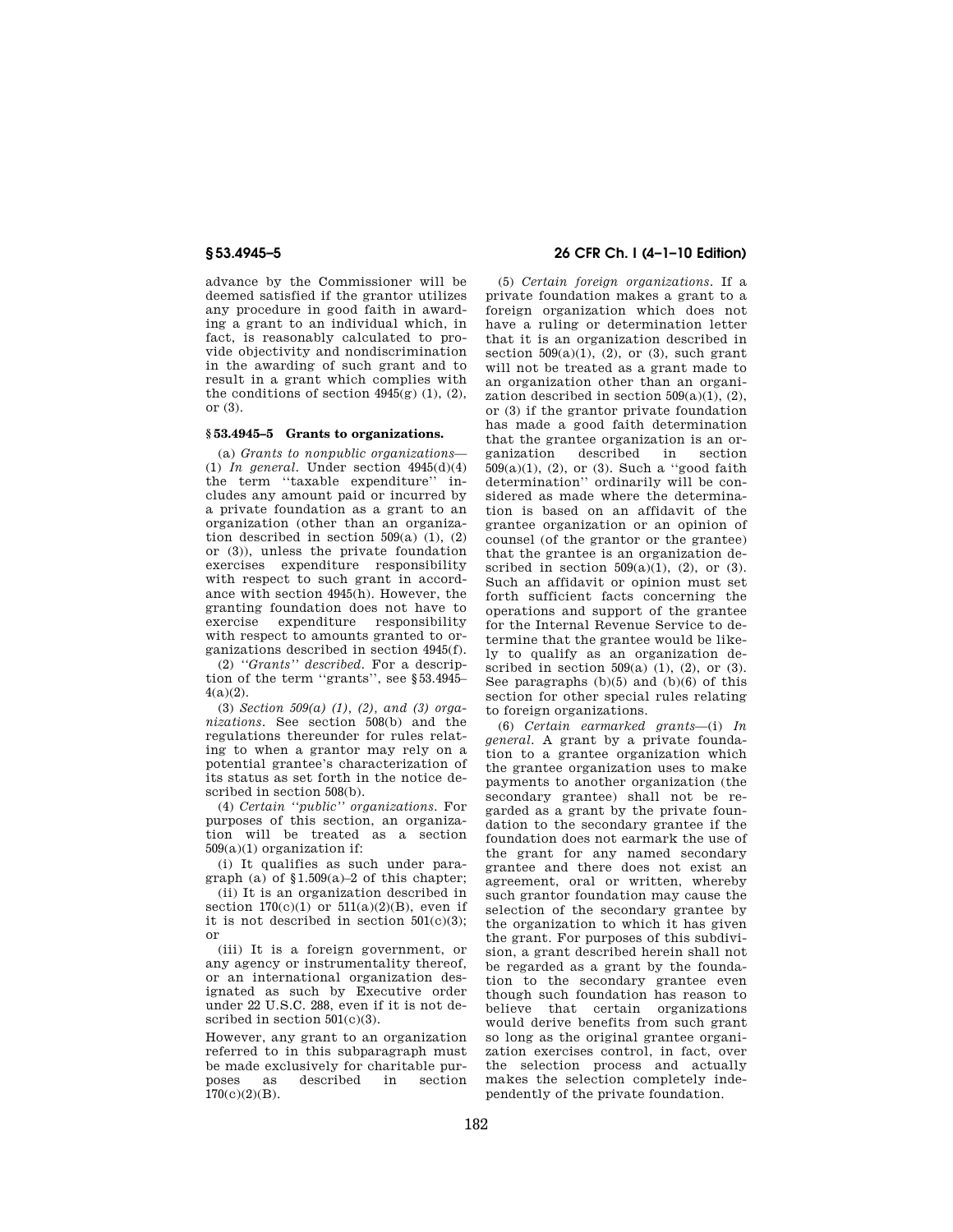advance by the Commissioner will be deemed satisfied if the grantor utilizes any procedure in good faith in awarding a grant to an individual which, in fact, is reasonably calculated to provide objectivity and nondiscrimination in the awarding of such grant and to result in a grant which complies with the conditions of section 4945(g) (1), (2), or (3).

### § 53.4945–5 Grants to organizations.

(a) *Grants to nonpublic organizations*—(1) *In general.* Under section 4945(d)(4) the term ''taxable expenditure'' includes any amount paid or incurred by a private foundation as a grant to an organization (other than an organization described in section 509(a) (1), (2) or (3)), unless the private foundation exercises expenditure responsibility with respect to such grant in accordance with section 4945(h). However, the granting foundation does not have to exercise expenditure responsibility with respect to amounts granted to organizations described in section 4945(f).

(2) *''Grants'' described.* For a description of the term ''grants'', see § 53.4945–4(a)(2).

(3) *Section 509(a) (1), (2), and (3) organizations.* See section 508(b) and the regulations thereunder for rules relating to when a grantor may rely on a potential grantee's characterization of its status as set forth in the notice described in section 508(b).

(4) *Certain ''public'' organizations.* For purposes of this section, an organization will be treated as a section 509(a)(1) organization if:

(i) It qualifies as such under paragraph (a) of § 1.509(a)–2 of this chapter;

(ii) It is an organization described in section 170(c)(1) or 511(a)(2)(B), even if it is not described in section 501(c)(3); or

(iii) It is a foreign government, or any agency or instrumentality thereof, or an international organization designated as such by Executive order under 22 U.S.C. 288, even if it is not described in section 501(c)(3).

However, any grant to an organization referred to in this subparagraph must be made exclusively for charitable purposes as described in section 170(c)(2)(B).

(5) *Certain foreign organizations.* If a private foundation makes a grant to a foreign organization which does not have a ruling or determination letter that it is an organization described in section 509(a)(1), (2), or (3), such grant will not be treated as a grant made to an organization other than an organization described in section 509(a)(1), (2), or (3) if the grantor private foundation has made a good faith determination that the grantee organization is an organization described in section 509(a)(1), (2), or (3). Such a ''good faith determination'' ordinarily will be considered as made where the determination is based on an affidavit of the grantee organization or an opinion of counsel (of the grantor or the grantee) that the grantee is an organization described in section 509(a)(1), (2), or (3). Such an affidavit or opinion must set forth sufficient facts concerning the operations and support of the grantee for the Internal Revenue Service to determine that the grantee would be likely to qualify as an organization described in section 509(a) (1), (2), or (3). See paragraphs (b)(5) and (b)(6) of this section for other special rules relating to foreign organizations.

(6) *Certain earmarked grants*—(i) *In general.* A grant by a private foundation to a grantee organization which the grantee organization uses to make payments to another organization (the secondary grantee) shall not be regarded as a grant by the private foundation to the secondary grantee if the foundation does not earmark the use of the grant for any named secondary grantee and there does not exist an agreement, oral or written, whereby such grantor foundation may cause the selection of the secondary grantee by the organization to which it has given the grant. For purposes of this subdivision, a grant described herein shall not be regarded as a grant by the foundation to the secondary grantee even though such foundation has reason to believe that certain organizations would derive benefits from such grant so long as the original grantee organization exercises control, in fact, over the selection process and actually makes the selection completely independently of the private foundation.